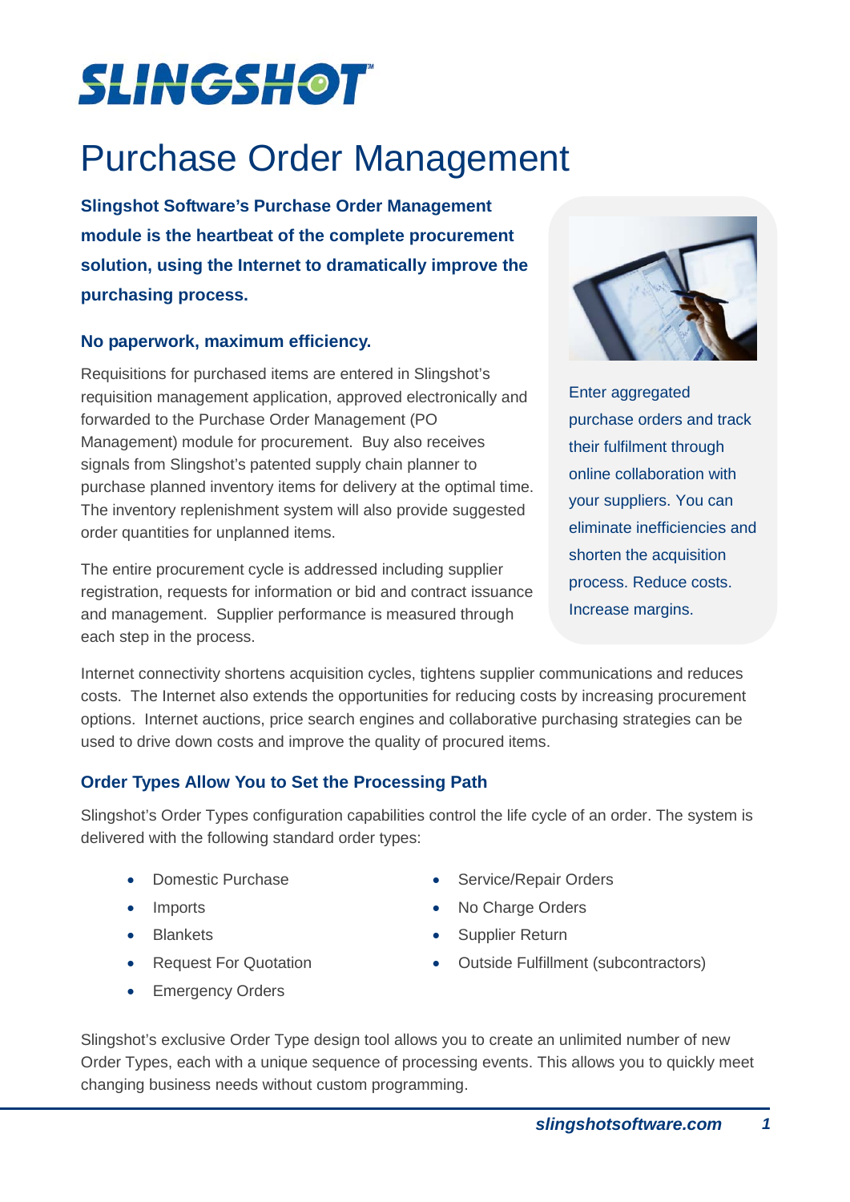# SLINGSHOT

# Purchase Order Management

**Slingshot Software's Purchase Order Management module is the heartbeat of the complete procurement solution, using the Internet to dramatically improve the purchasing process.**

## No paperwork, maximum efficiency.

Requisitions for purchased items are entered in Slingshot's requisition management application, approved electronically and forwarded to the Purchase Order Management (PO Management) module for procurement. Buy also receives signals from Slingshot's patented supply chain planner to purchase planned inventory items for delivery at the optimal time. The inventory replenishment system will also provide suggested order quantities for unplanned items.

The entire procurement cycle is addressed including supplier registration, requests for information or bid and contract issuance and management. Supplier performance is measured through each step in the process.

Enter aggregated purchase orders and track their fulfilment through online collaboration with your suppliers. You can eliminate inefficiencies and shorten the acquisition process. Reduce costs. Increase margins.

Internet connectivity shortens acquisition cycles, tightens supplier communications and reduces costs. The Internet also extends the opportunities for reducing costs by increasing procurement options. Internet auctions, price search engines and collaborative purchasing strategies can be used to drive down costs and improve the quality of procured items.

## Order Types Allow You to Set the Processing Path

Slingshot's Order Types configuration capabilities control the life cycle of an order. The system is delivered with the following standard order types:

- Domestic Purchase
- Imports
- Blankets
- Request For Quotation
- Emergency Orders
- Service/Repair Orders
- No Charge Orders
- Supplier Return
- Outside Fulfillment (subcontractors)

Slingshot's exclusive Order Type design tool allows you to create an unlimited number of new Order Types, each with a unique sequence of processing events. This allows you to quickly meet changing business needs without custom programming.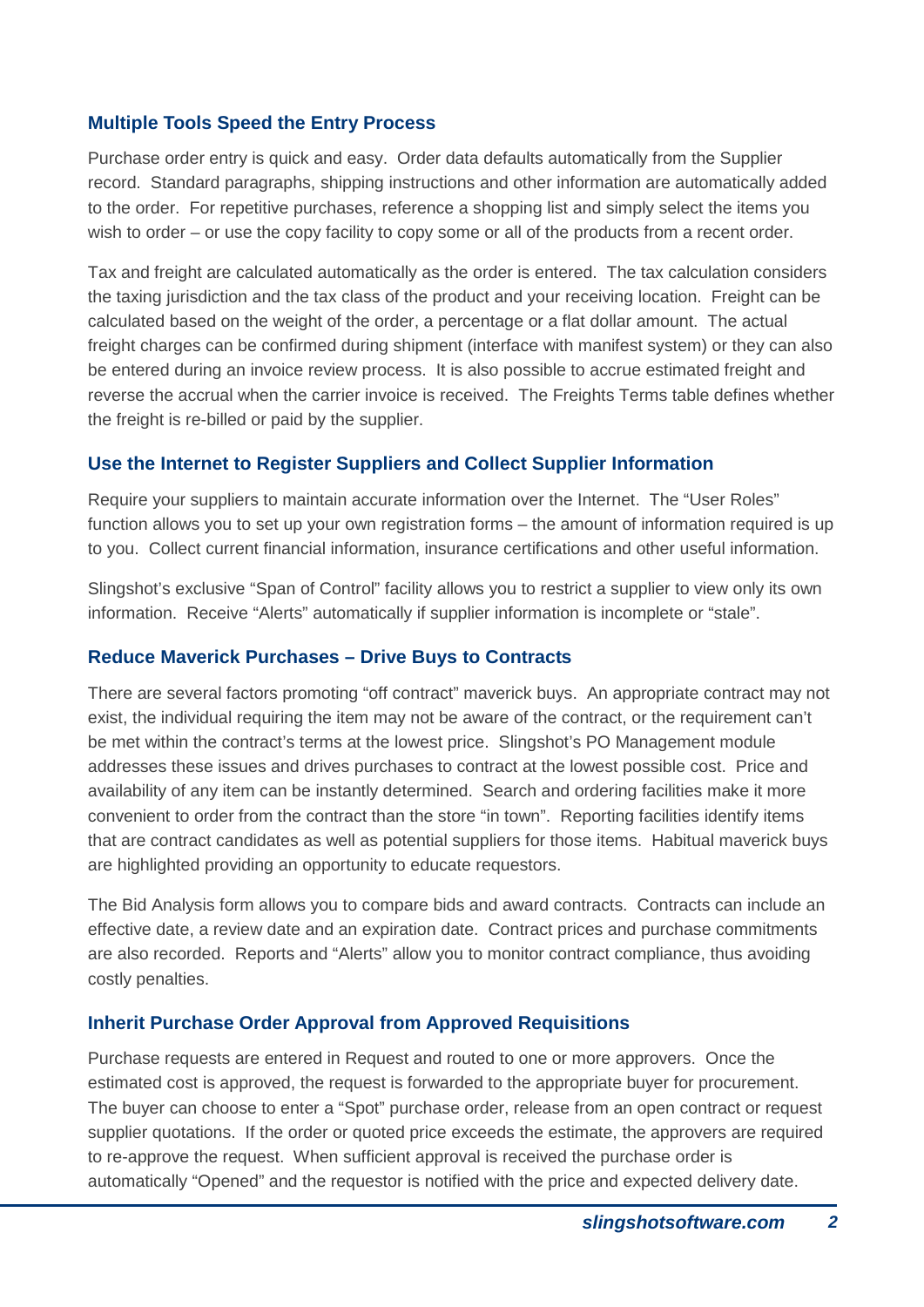### Multiple Tools Speed the Entry Process

Purchase order entry is quick and easy. Order data defaults automatically from the Supplier record. Standard paragraphs, shipping instructions and other information are automatically added to the order. For repetitive purchases, reference a shopping list and simply select the items you wish to order – or use the copy facility to copy some or all of the products from a recent order.

Tax and freight are calculated automatically as the order is entered. The tax calculation considers the taxing jurisdiction and the tax class of the product and your receiving location. Freight can be calculated based on the weight of the order, a percentage or a flat dollar amount. The actual freight charges can be confirmed during shipment (interface with manifest system) or they can also be entered during an invoice review process. It is also possible to accrue estimated freight and reverse the accrual when the carrier invoice is received. The Freights Terms table defines whether the freight is re-billed or paid by the supplier.

### Use the Internet to Register Suppliers and Collect Supplier Information

Require your suppliers to maintain accurate information over the Internet. The "User Roles" function allows you to set up your own registration forms – the amount of information required is up to you. Collect current financial information, insurance certifications and other useful information.

Slingshot's exclusive "Span of Control" facility allows you to restrict a supplier to view only its own information. Receive "Alerts" automatically if supplier information is incomplete or "stale".

### Reduce Maverick Purchases – Drive Buys to Contracts

There are several factors promoting "off contract" maverick buys. An appropriate contract may not exist, the individual requiring the item may not be aware of the contract, or the requirement can't be met within the contract's terms at the lowest price. Slingshot's PO Management module addresses these issues and drives purchases to contract at the lowest possible cost. Price and availability of any item can be instantly determined. Search and ordering facilities make it more convenient to order from the contract than the store "in town". Reporting facilities identify items that are contract candidates as well as potential suppliers for those items. Habitual maverick buys are highlighted providing an opportunity to educate requestors.

The Bid Analysis form allows you to compare bids and award contracts. Contracts can include an effective date, a review date and an expiration date. Contract prices and purchase commitments are also recorded. Reports and "Alerts" allow you to monitor contract compliance, thus avoiding costly penalties.

### Inherit Purchase Order Approval from Approved Requisitions

Purchase requests are entered in Request and routed to one or more approvers. Once the estimated cost is approved, the request is forwarded to the appropriate buyer for procurement. The buyer can choose to enter a "Spot" purchase order, release from an open contract or request supplier quotations. If the order or quoted price exceeds the estimate, the approvers are required to re-approve the request. When sufficient approval is received the purchase order is automatically "Opened" and the requestor is notified with the price and expected delivery date.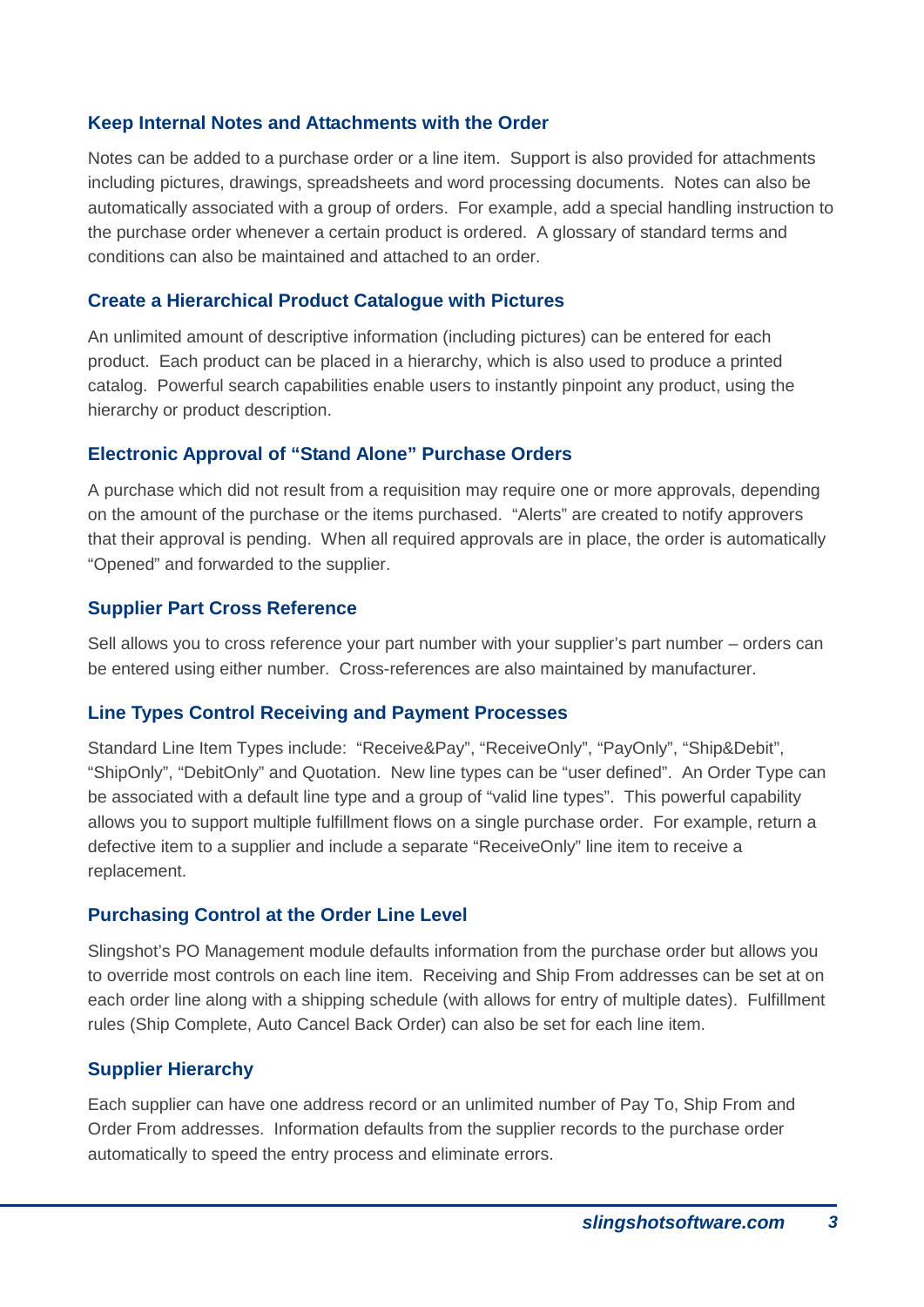### Keep Internal Notes and Attachments with the Order

Notes can be added to a purchase order or a line item. Support is also provided for attachments including pictures, drawings, spreadsheets and word processing documents. Notes can also be automatically associated with a group of orders. For example, add a special handling instruction to the purchase order whenever a certain product is ordered. A glossary of standard terms and conditions can also be maintained and attached to an order.

### Create a Hierarchical Product Catalogue with Pictures

An unlimited amount of descriptive information (including pictures) can be entered for each product. Each product can be placed in a hierarchy, which is also used to produce a printed catalog. Powerful search capabilities enable users to instantly pinpoint any product, using the hierarchy or product description.

### Electronic Approval of "Stand Alone" Purchase Orders

A purchase which did not result from a requisition may require one or more approvals, depending on the amount of the purchase or the items purchased. "Alerts" are created to notify approvers that their approval is pending. When all required approvals are in place, the order is automatically "Opened" and forwarded to the supplier.

### Supplier Part Cross Reference

Sell allows you to cross reference your part number with your supplier's part number – orders can be entered using either number. Cross-references are also maintained by manufacturer.

### Line Types Control Receiving and Payment Processes

Standard Line Item Types include: "Receive&Pay", "ReceiveOnly", "PayOnly", "Ship&Debit", "ShipOnly", "DebitOnly" and Quotation. New line types can be "user defined". An Order Type can be associated with a default line type and a group of "valid line types". This powerful capability allows you to support multiple fulfillment flows on a single purchase order. For example, return a defective item to a supplier and include a separate "ReceiveOnly" line item to receive a replacement.

### Purchasing Control at the Order Line Level

Slingshot's PO Management module defaults information from the purchase order but allows you to override most controls on each line item. Receiving and Ship From addresses can be set at on each order line along with a shipping schedule (with allows for entry of multiple dates). Fulfillment rules (Ship Complete, Auto Cancel Back Order) can also be set for each line item.

### Supplier Hierarchy

Each supplier can have one address record or an unlimited number of Pay To, Ship From and Order From addresses. Information defaults from the supplier records to the purchase order automatically to speed the entry process and eliminate errors.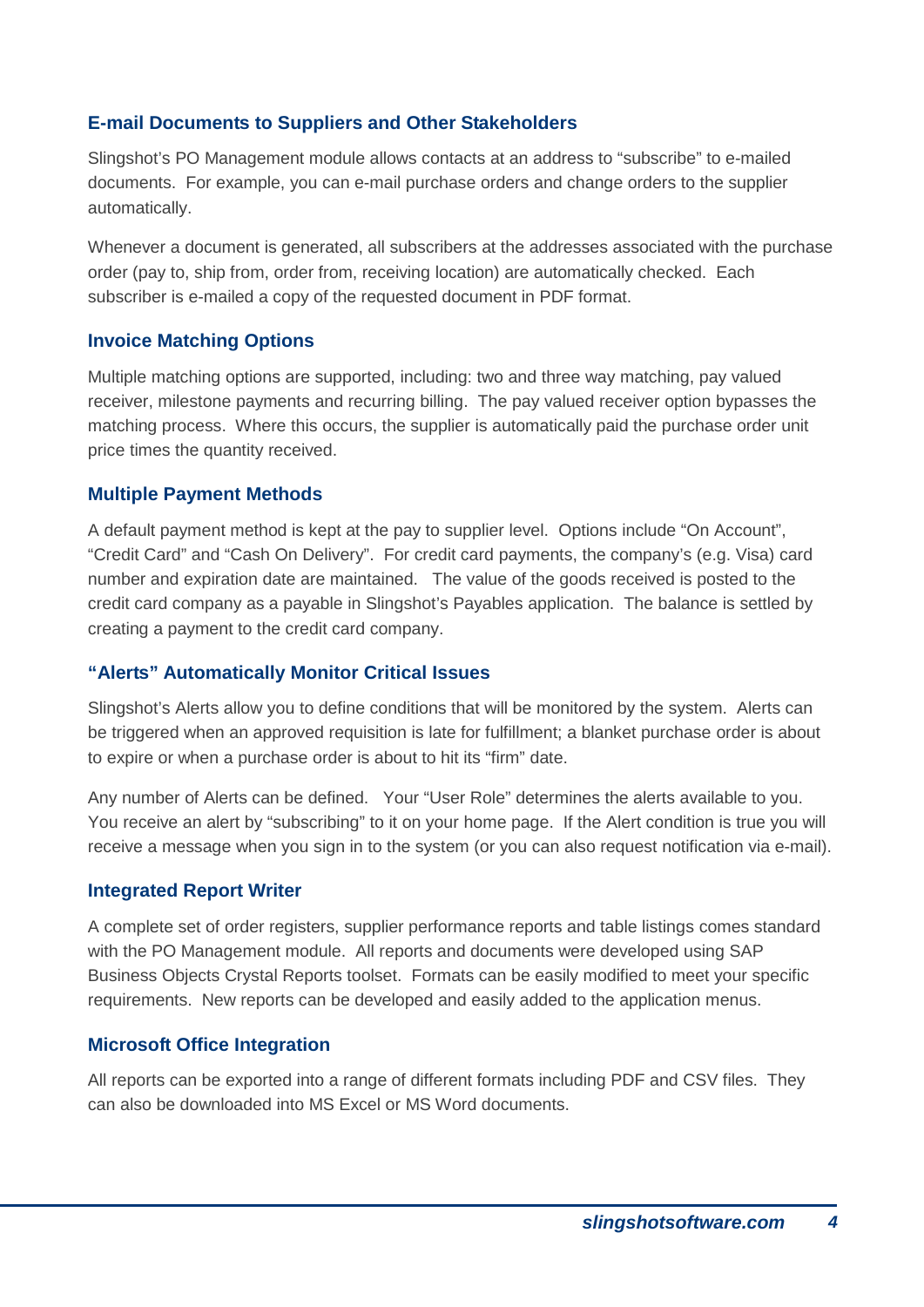### E-mail Documents to Suppliers and Other Stakeholders

Slingshot's PO Management module allows contacts at an address to "subscribe" to e-mailed documents. For example, you can e-mail purchase orders and change orders to the supplier automatically.

Whenever a document is generated, all subscribers at the addresses associated with the purchase order (pay to, ship from, order from, receiving location) are automatically checked. Each subscriber is e-mailed a copy of the requested document in PDF format.

### Invoice Matching Options

Multiple matching options are supported, including: two and three way matching, pay valued receiver, milestone payments and recurring billing. The pay valued receiver option bypasses the matching process. Where this occurs, the supplier is automatically paid the purchase order unit price times the quantity received.

### Multiple Payment Methods

A default payment method is kept at the pay to supplier level. Options include "On Account", "Credit Card" and "Cash On Delivery". For credit card payments, the company's (e.g. Visa) card number and expiration date are maintained. The value of the goods received is posted to the credit card company as a payable in Slingshot's Payables application. The balance is settled by creating a payment to the credit card company.

### "Alerts" Automatically Monitor Critical Issues

Slingshot's Alerts allow you to define conditions that will be monitored by the system. Alerts can be triggered when an approved requisition is late for fulfillment; a blanket purchase order is about to expire or when a purchase order is about to hit its "firm" date.

Any number of Alerts can be defined. Your "User Role" determines the alerts available to you. You receive an alert by "subscribing" to it on your home page. If the Alert condition is true you will receive a message when you sign in to the system (or you can also request notification via e-mail).

### Integrated Report Writer

A complete set of order registers, supplier performance reports and table listings comes standard with the PO Management module. All reports and documents were developed using SAP Business Objects Crystal Reports toolset. Formats can be easily modified to meet your specific requirements. New reports can be developed and easily added to the application menus.

### Microsoft Office Integration

All reports can be exported into a range of different formats including PDF and CSV files. They can also be downloaded into MS Excel or MS Word documents.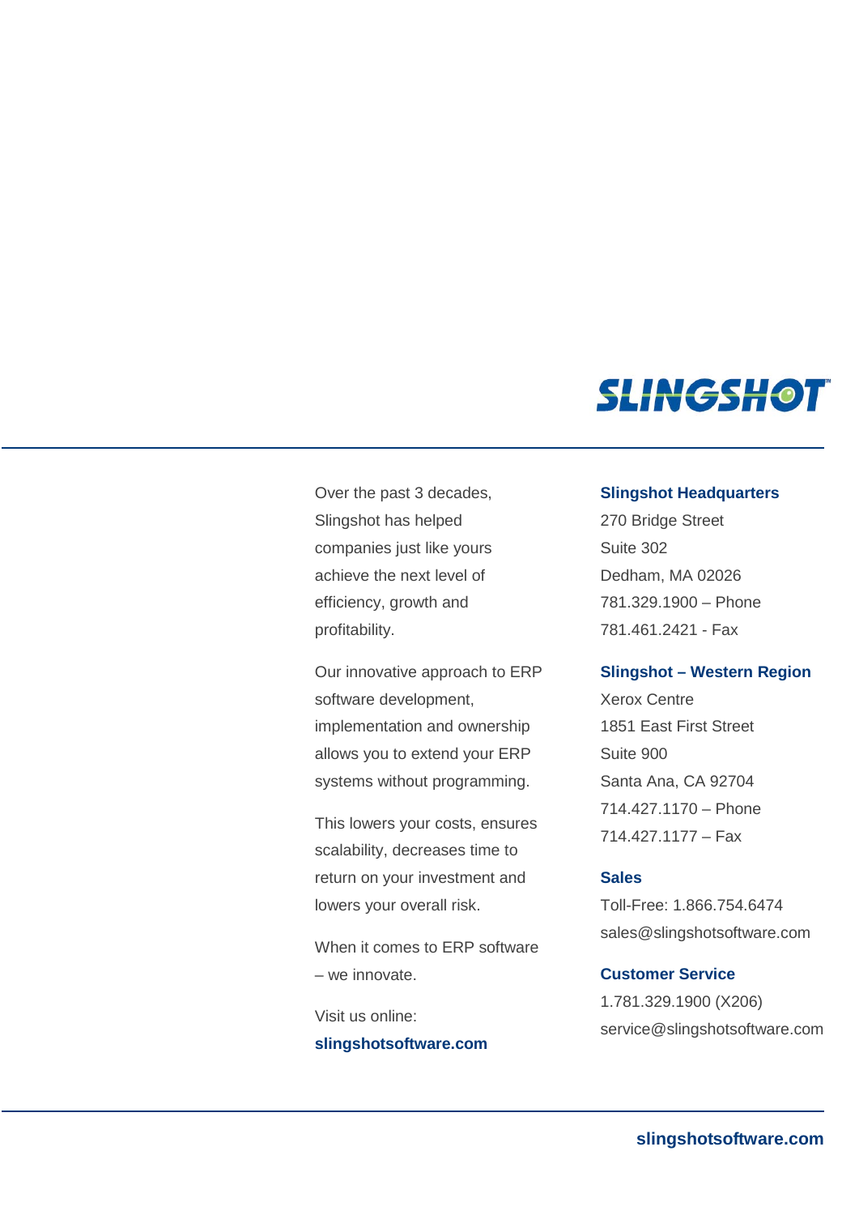SLINGSHOT

Over the past 3 decades, Slingshot has helped companies just like yours achieve the next level of efficiency, growth and profitability.

Our innovative approach to ERP software development, implementation and ownership allows you to extend your ERP systems without programming.

This lowers your costs, ensures scalability, decreases time to return on your investment and lowers your overall risk.

When it comes to ERP software – we innovate.

Visit us online:
**slingshotsoftware.com**

**Slingshot Headquarters**
270 Bridge Street
Suite 302
Dedham, MA 02026
781.329.1900 – Phone
781.461.2421 - Fax

**Slingshot – Western Region**
Xerox Centre
1851 East First Street
Suite 900
Santa Ana, CA 92704
714.427.1170 – Phone
714.427.1177 – Fax

**Sales**
Toll-Free: 1.866.754.6474
sales@slingshotsoftware.com

**Customer Service**
1.781.329.1900 (X206)
service@slingshotsoftware.com

**slingshotsoftware.com**